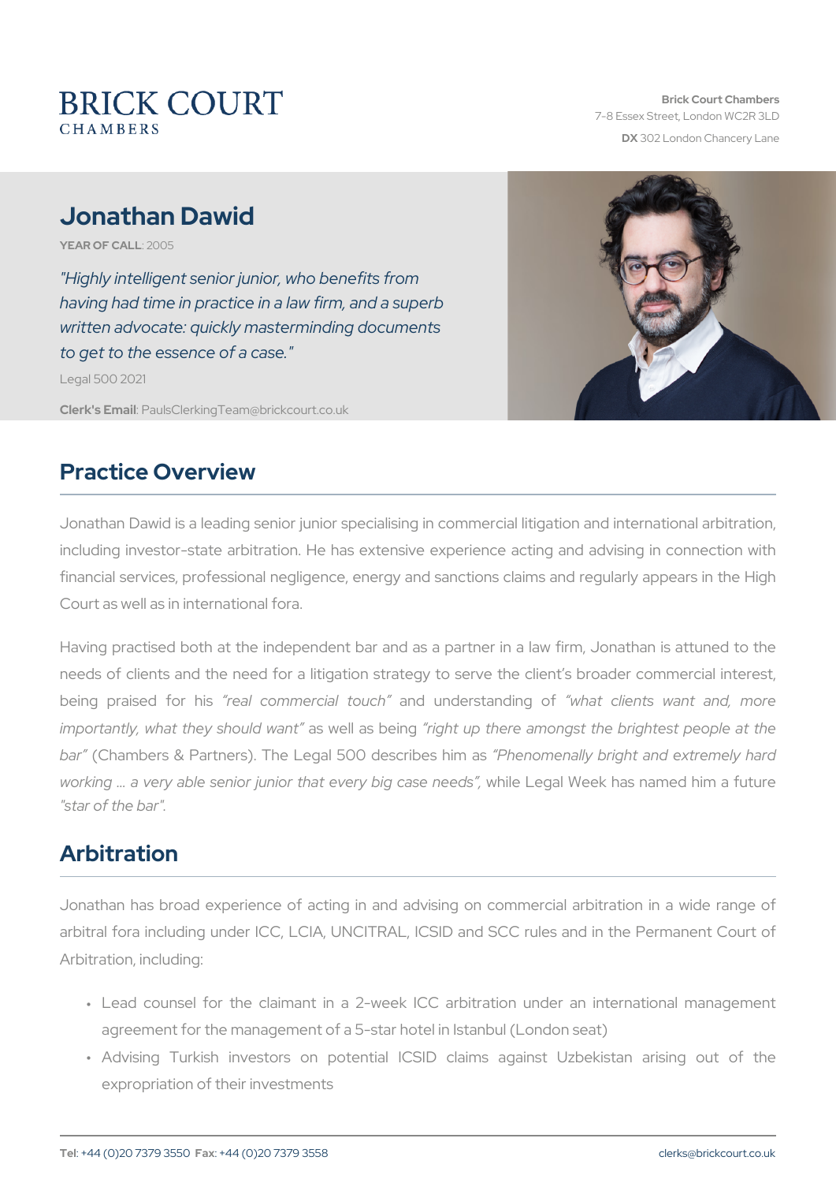# BRICK COURT CHAMBERS

**Brick Court Chambers**
7-8 Essex Street, London WC2R 3LD
**DX** 302 London Chancery Lane

# Jonathan Dawid

**YEAR OF CALL**: 2005

*"Highly intelligent senior junior, who benefits from having had time in practice in a law firm, and a superb written advocate: quickly masterminding documents to get to the essence of a case."*

Legal 500 2021

**Clerk's Email**: PaulsClerkingTeam@brickcourt.co.uk

## Practice Overview

Jonathan Dawid is a leading senior junior specialising in commercial litigation and international arbitration, including investor-state arbitration. He has extensive experience acting and advising in connection with financial services, professional negligence, energy and sanctions claims and regularly appears in the High Court as well as in international fora.

Having practised both at the independent bar and as a partner in a law firm, Jonathan is attuned to the needs of clients and the need for a litigation strategy to serve the client's broader commercial interest, being praised for his *"real commercial touch"* and understanding of *"what clients want and, more importantly, what they should want"* as well as being *"right up there amongst the brightest people at the bar"* (Chambers & Partners). The Legal 500 describes him as *"Phenomenally bright and extremely hard working … a very able senior junior that every big case needs",* while Legal Week has named him a future *"star of the bar".*

## Arbitration

Jonathan has broad experience of acting in and advising on commercial arbitration in a wide range of arbitral fora including under ICC, LCIA, UNCITRAL, ICSID and SCC rules and in the Permanent Court of Arbitration, including:

- Lead counsel for the claimant in a 2-week ICC arbitration under an international management agreement for the management of a 5-star hotel in Istanbul (London seat)
- Advising Turkish investors on potential ICSID claims against Uzbekistan arising out of the expropriation of their investments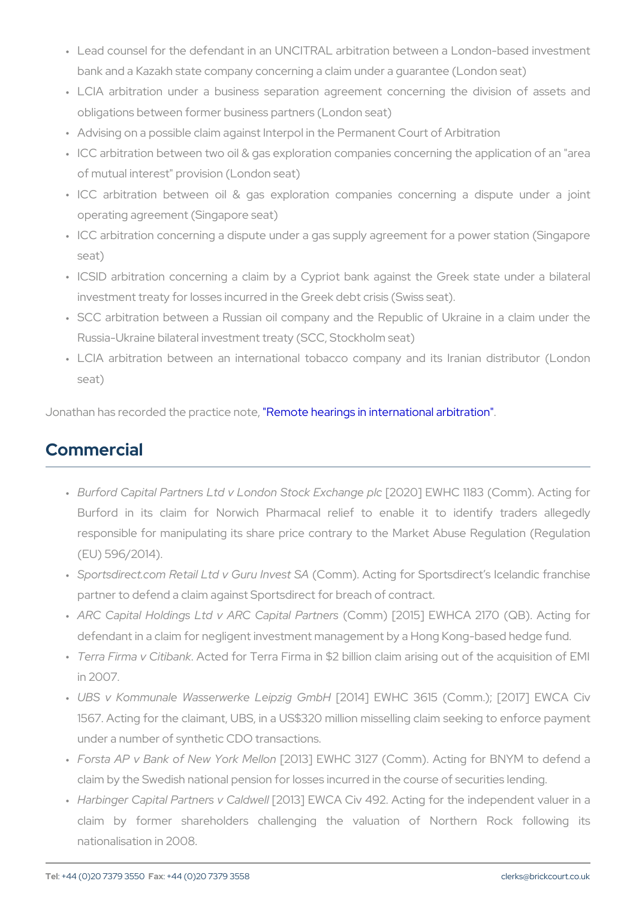- Lead counsel for the defendant in an UNCITRAL arbitration between a London-based investment bank and a Kazakh state company concerning a claim under a guarantee (London seat)
- LCIA arbitration under a business separation agreement concerning the division of assets and obligations between former business partners (London seat)
- Advising on a possible claim against Interpol in the Permanent Court of Arbitration
- ICC arbitration between two oil & gas exploration companies concerning the application of an "area of mutual interest" provision (London seat)
- ICC arbitration between oil & gas exploration companies concerning a dispute under a joint operating agreement (Singapore seat)
- ICC arbitration concerning a dispute under a gas supply agreement for a power station (Singapore seat)
- ICSID arbitration concerning a claim by a Cypriot bank against the Greek state under a bilateral investment treaty for losses incurred in the Greek debt crisis (Swiss seat).
- SCC arbitration between a Russian oil company and the Republic of Ukraine in a claim under the Russia-Ukraine bilateral investment treaty (SCC, Stockholm seat)
- LCIA arbitration between an international tobacco company and its Iranian distributor (London seat)

Jonathan has recorded the practice note, "Remote hearings in international arbitration".

## Commercial

- *Burford Capital Partners Ltd v London Stock Exchange plc* [2020] EWHC 1183 (Comm). Acting for Burford in its claim for Norwich Pharmacal relief to enable it to identify traders allegedly responsible for manipulating its share price contrary to the Market Abuse Regulation (Regulation (EU) 596/2014).
- *Sportsdirect.com Retail Ltd v Guru Invest SA* (Comm). Acting for Sportsdirect's Icelandic franchise partner to defend a claim against Sportsdirect for breach of contract.
- *ARC Capital Holdings Ltd v ARC Capital Partners* (Comm) [2015] EWHCA 2170 (QB). Acting for defendant in a claim for negligent investment management by a Hong Kong-based hedge fund.
- *Terra Firma v Citibank*. Acted for Terra Firma in $2 billion claim arising out of the acquisition of EMI in 2007.
- *UBS v Kommunale Wasserwerke Leipzig GmbH* [2014] EWHC 3615 (Comm.); [2017] EWCA Civ 1567. Acting for the claimant, UBS, in a US$320 million misselling claim seeking to enforce payment under a number of synthetic CDO transactions.
- *Forsta AP v Bank of New York Mellon* [2013] EWHC 3127 (Comm). Acting for BNYM to defend a claim by the Swedish national pension for losses incurred in the course of securities lending.
- *Harbinger Capital Partners v Caldwell* [2013] EWCA Civ 492. Acting for the independent valuer in a claim by former shareholders challenging the valuation of Northern Rock following its nationalisation in 2008.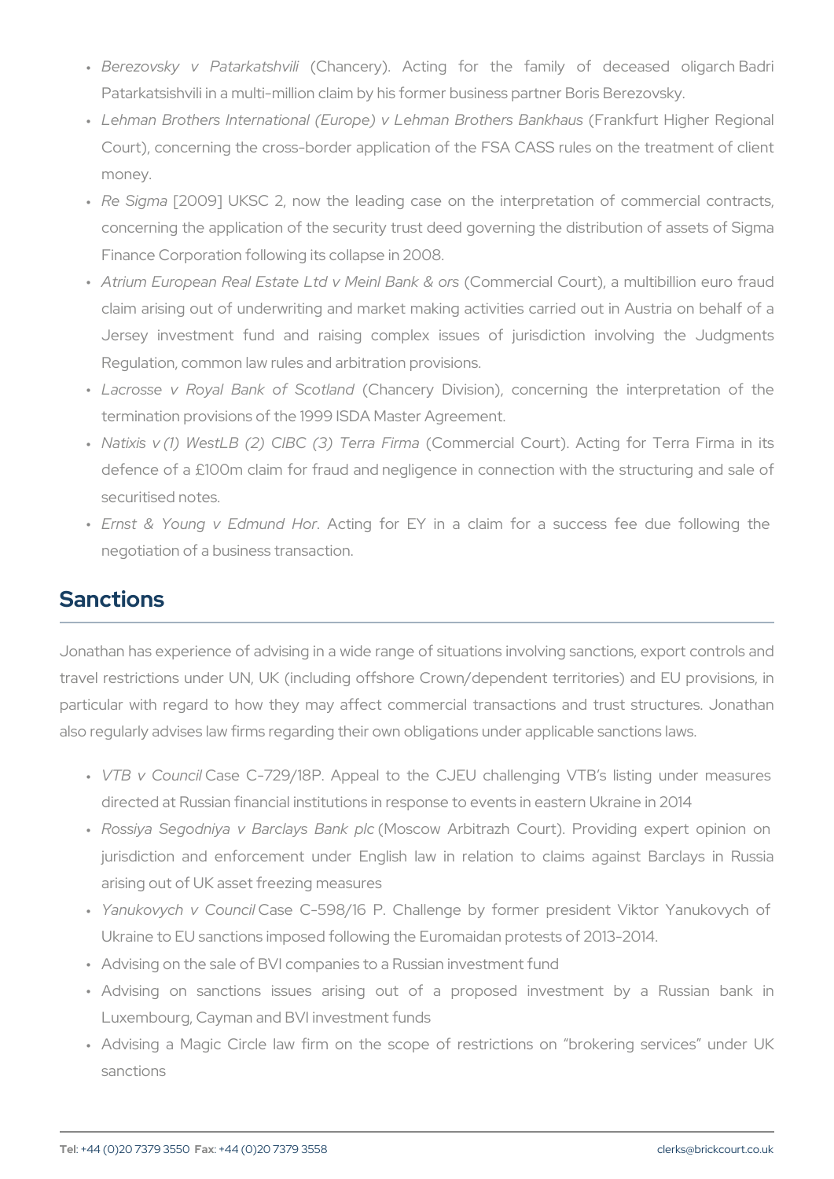- *Berezovsky v Patarkatshvili* (Chancery). Acting for the family of deceased oligarch Badri Patarkatsishvili in a multi-million claim by his former business partner Boris Berezovsky.
- *Lehman Brothers International (Europe) v Lehman Brothers Bankhaus* (Frankfurt Higher Regional Court), concerning the cross-border application of the FSA CASS rules on the treatment of client money.
- *Re Sigma* [2009] UKSC 2, now the leading case on the interpretation of commercial contracts, concerning the application of the security trust deed governing the distribution of assets of Sigma Finance Corporation following its collapse in 2008.
- *Atrium European Real Estate Ltd v Meinl Bank & ors* (Commercial Court), a multibillion euro fraud claim arising out of underwriting and market making activities carried out in Austria on behalf of a Jersey investment fund and raising complex issues of jurisdiction involving the Judgments Regulation, common law rules and arbitration provisions.
- *Lacrosse v Royal Bank of Scotland* (Chancery Division), concerning the interpretation of the termination provisions of the 1999 ISDA Master Agreement.
- *Natixis v (1) WestLB (2) CIBC (3) Terra Firma* (Commercial Court). Acting for Terra Firma in its defence of a £100m claim for fraud and negligence in connection with the structuring and sale of securitised notes.
- *Ernst & Young v Edmund Hor*. Acting for EY in a claim for a success fee due following the negotiation of a business transaction.

## Sanctions

Jonathan has experience of advising in a wide range of situations involving sanctions, export controls and travel restrictions under UN, UK (including offshore Crown/dependent territories) and EU provisions, in particular with regard to how they may affect commercial transactions and trust structures. Jonathan also regularly advises law firms regarding their own obligations under applicable sanctions laws.

- *VTB v Council* Case C-729/18P. Appeal to the CJEU challenging VTB's listing under measures directed at Russian financial institutions in response to events in eastern Ukraine in 2014
- *Rossiya Segodniya v Barclays Bank plc* (Moscow Arbitrazh Court). Providing expert opinion on jurisdiction and enforcement under English law in relation to claims against Barclays in Russia arising out of UK asset freezing measures
- *Yanukovych v Council* Case C-598/16 P. Challenge by former president Viktor Yanukovych of Ukraine to EU sanctions imposed following the Euromaidan protests of 2013-2014.
- Advising on the sale of BVI companies to a Russian investment fund
- Advising on sanctions issues arising out of a proposed investment by a Russian bank in Luxembourg, Cayman and BVI investment funds
- Advising a Magic Circle law firm on the scope of restrictions on "brokering services" under UK sanctions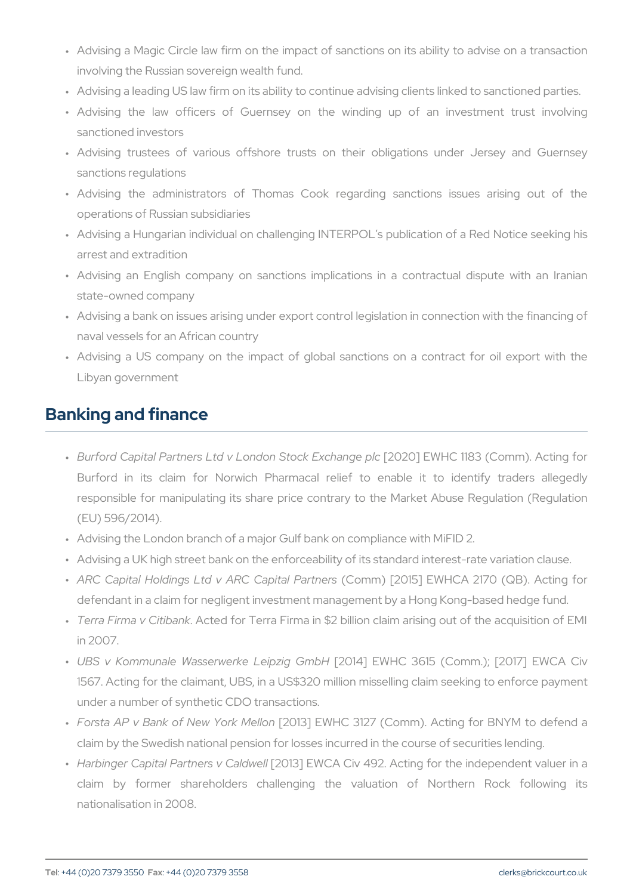- Advising a Magic Circle law firm on the impact of sanctions on its ability to advise on a transaction involving the Russian sovereign wealth fund.
- Advising a leading US law firm on its ability to continue advising clients linked to sanctioned parties.
- Advising the law officers of Guernsey on the winding up of an investment trust involving sanctioned investors
- Advising trustees of various offshore trusts on their obligations under Jersey and Guernsey sanctions regulations
- Advising the administrators of Thomas Cook regarding sanctions issues arising out of the operations of Russian subsidiaries
- Advising a Hungarian individual on challenging INTERPOL's publication of a Red Notice seeking his arrest and extradition
- Advising an English company on sanctions implications in a contractual dispute with an Iranian state-owned company
- Advising a bank on issues arising under export control legislation in connection with the financing of naval vessels for an African country
- Advising a US company on the impact of global sanctions on a contract for oil export with the Libyan government

## Banking and finance

- *Burford Capital Partners Ltd v London Stock Exchange plc* [2020] EWHC 1183 (Comm). Acting for Burford in its claim for Norwich Pharmacal relief to enable it to identify traders allegedly responsible for manipulating its share price contrary to the Market Abuse Regulation (Regulation (EU) 596/2014).
- Advising the London branch of a major Gulf bank on compliance with MiFID 2.
- Advising a UK high street bank on the enforceability of its standard interest-rate variation clause.
- *ARC Capital Holdings Ltd v ARC Capital Partners* (Comm) [2015] EWHCA 2170 (QB). Acting for defendant in a claim for negligent investment management by a Hong Kong-based hedge fund.
- *Terra Firma v Citibank*. Acted for Terra Firma in $2 billion claim arising out of the acquisition of EMI in 2007.
- *UBS v Kommunale Wasserwerke Leipzig GmbH* [2014] EWHC 3615 (Comm.); [2017] EWCA Civ 1567. Acting for the claimant, UBS, in a US$320 million misselling claim seeking to enforce payment under a number of synthetic CDO transactions.
- *Forsta AP v Bank of New York Mellon* [2013] EWHC 3127 (Comm). Acting for BNYM to defend a claim by the Swedish national pension for losses incurred in the course of securities lending.
- *Harbinger Capital Partners v Caldwell* [2013] EWCA Civ 492. Acting for the independent valuer in a claim by former shareholders challenging the valuation of Northern Rock following its nationalisation in 2008.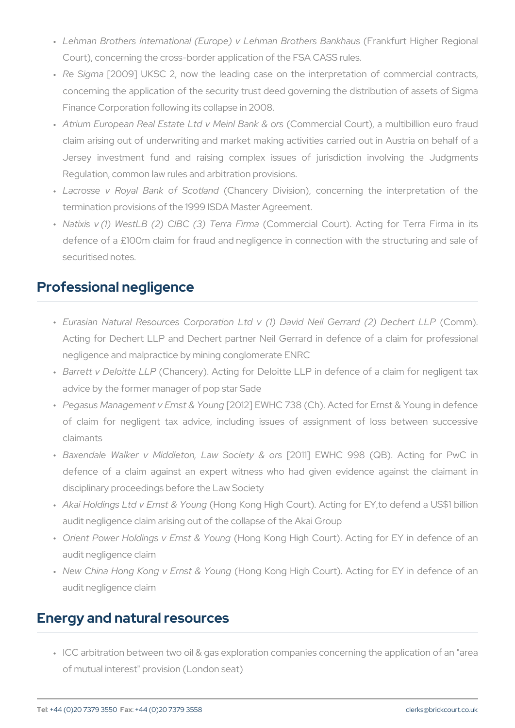- *Lehman Brothers International (Europe) v Lehman Brothers Bankhaus* (Frankfurt Higher Regional Court), concerning the cross-border application of the FSA CASS rules.
- *Re Sigma* [2009] UKSC 2, now the leading case on the interpretation of commercial contracts, concerning the application of the security trust deed governing the distribution of assets of Sigma Finance Corporation following its collapse in 2008.
- *Atrium European Real Estate Ltd v Meinl Bank & ors* (Commercial Court), a multibillion euro fraud claim arising out of underwriting and market making activities carried out in Austria on behalf of a Jersey investment fund and raising complex issues of jurisdiction involving the Judgments Regulation, common law rules and arbitration provisions.
- *Lacrosse v Royal Bank of Scotland* (Chancery Division), concerning the interpretation of the termination provisions of the 1999 ISDA Master Agreement.
- *Natixis v (1) WestLB (2) CIBC (3) Terra Firma* (Commercial Court). Acting for Terra Firma in its defence of a £100m claim for fraud and negligence in connection with the structuring and sale of securitised notes.

## Professional negligence

- *Eurasian Natural Resources Corporation Ltd v (1) David Neil Gerrard (2) Dechert LLP* (Comm). Acting for Dechert LLP and Dechert partner Neil Gerrard in defence of a claim for professional negligence and malpractice by mining conglomerate ENRC
- *Barrett v Deloitte LLP* (Chancery). Acting for Deloitte LLP in defence of a claim for negligent tax advice by the former manager of pop star Sade
- *Pegasus Management v Ernst & Young* [2012] EWHC 738 (Ch). Acted for Ernst & Young in defence of claim for negligent tax advice, including issues of assignment of loss between successive claimants
- *Baxendale Walker v Middleton, Law Society & ors* [2011] EWHC 998 (QB). Acting for PwC in defence of a claim against an expert witness who had given evidence against the claimant in disciplinary proceedings before the Law Society
- *Akai Holdings Ltd v Ernst & Young* (Hong Kong High Court). Acting for EY,to defend a US$1 billion audit negligence claim arising out of the collapse of the Akai Group
- *Orient Power Holdings v Ernst & Young* (Hong Kong High Court). Acting for EY in defence of an audit negligence claim
- *New China Hong Kong v Ernst & Young* (Hong Kong High Court). Acting for EY in defence of an audit negligence claim

## Energy and natural resources

- ICC arbitration between two oil & gas exploration companies concerning the application of an "area of mutual interest" provision (London seat)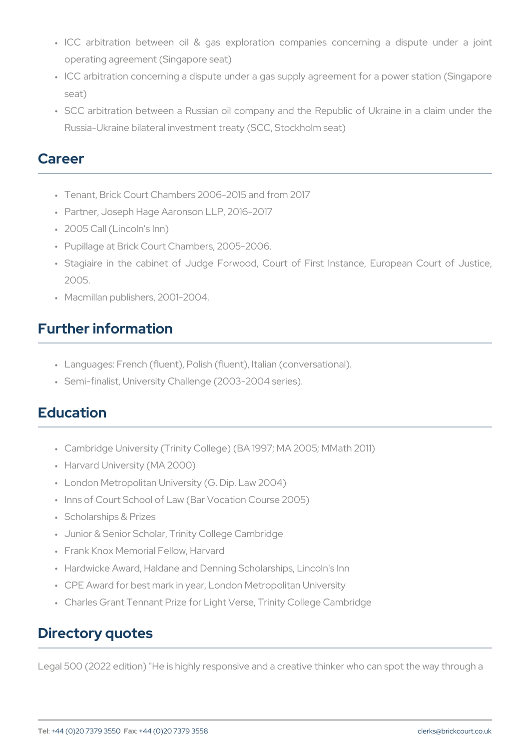- ICC arbitration between oil & gas exploration companies concerning a dispute under a joint operating agreement (Singapore seat)
- ICC arbitration concerning a dispute under a gas supply agreement for a power station (Singapore seat)
- SCC arbitration between a Russian oil company and the Republic of Ukraine in a claim under the Russia-Ukraine bilateral investment treaty (SCC, Stockholm seat)

## Career

- Tenant, Brick Court Chambers 2006-2015 and from 2017
- Partner, Joseph Hage Aaronson LLP, 2016-2017
- 2005 Call (Lincoln's Inn)
- Pupillage at Brick Court Chambers, 2005-2006.
- Stagiaire in the cabinet of Judge Forwood, Court of First Instance, European Court of Justice, 2005.
- Macmillan publishers, 2001-2004.

## Further information

- Languages: French (fluent), Polish (fluent), Italian (conversational).
- Semi-finalist, University Challenge (2003-2004 series).

## Education

- Cambridge University (Trinity College) (BA 1997; MA 2005; MMath 2011)
- Harvard University (MA 2000)
- London Metropolitan University (G. Dip. Law 2004)
- Inns of Court School of Law (Bar Vocation Course 2005)
- Scholarships & Prizes
- Junior & Senior Scholar, Trinity College Cambridge
- Frank Knox Memorial Fellow, Harvard
- Hardwicke Award, Haldane and Denning Scholarships, Lincoln's Inn
- CPE Award for best mark in year, London Metropolitan University
- Charles Grant Tennant Prize for Light Verse, Trinity College Cambridge

## Directory quotes

Legal 500 (2022 edition) "He is highly responsive and a creative thinker who can spot the way through a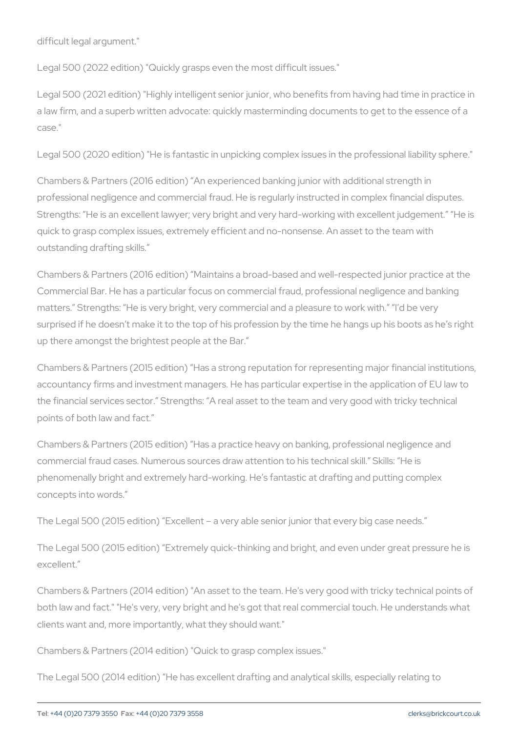difficult legal argument."

Legal 500 (2022 edition) "Quickly grasps even the most difficult issues."

Legal 500 (2021 edition) "Highly intelligent senior junior, who benefits from having had time in practice in a law firm, and a superb written advocate: quickly masterminding documents to get to the essence of a case."

Legal 500 (2020 edition) "He is fantastic in unpicking complex issues in the professional liability sphere."

Chambers & Partners (2016 edition) "An experienced banking junior with additional strength in professional negligence and commercial fraud. He is regularly instructed in complex financial disputes. Strengths: "He is an excellent lawyer; very bright and very hard-working with excellent judgement." "He is quick to grasp complex issues, extremely efficient and no-nonsense. An asset to the team with outstanding drafting skills."

Chambers & Partners (2016 edition) "Maintains a broad-based and well-respected junior practice at the Commercial Bar. He has a particular focus on commercial fraud, professional negligence and banking matters." Strengths: "He is very bright, very commercial and a pleasure to work with." "I'd be very surprised if he doesn't make it to the top of his profession by the time he hangs up his boots as he's right up there amongst the brightest people at the Bar."

Chambers & Partners (2015 edition) "Has a strong reputation for representing major financial institutions, accountancy firms and investment managers. He has particular expertise in the application of EU law to the financial services sector." Strengths: "A real asset to the team and very good with tricky technical points of both law and fact."

Chambers & Partners (2015 edition) "Has a practice heavy on banking, professional negligence and commercial fraud cases. Numerous sources draw attention to his technical skill." Skills: "He is phenomenally bright and extremely hard-working. He's fantastic at drafting and putting complex concepts into words."

The Legal 500 (2015 edition) "Excellent – a very able senior junior that every big case needs."

The Legal 500 (2015 edition) "Extremely quick-thinking and bright, and even under great pressure he is excellent."

Chambers & Partners (2014 edition) "An asset to the team. He's very good with tricky technical points of both law and fact." "He's very, very bright and he's got that real commercial touch. He understands what clients want and, more importantly, what they should want."

Chambers & Partners (2014 edition) "Quick to grasp complex issues."

The Legal 500 (2014 edition) "He has excellent drafting and analytical skills, especially relating to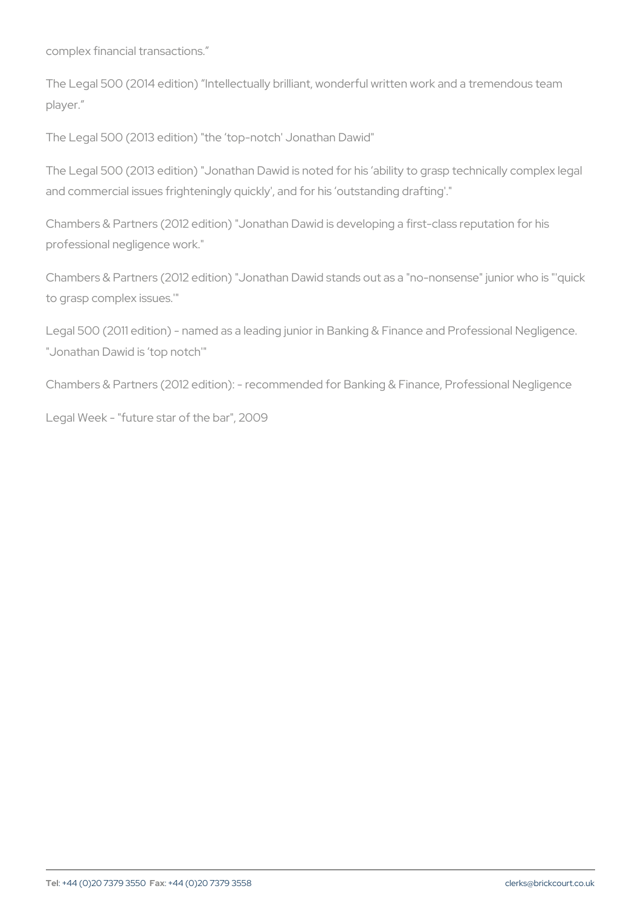complex financial transactions."

The Legal 500 (2014 edition) "Intellectually brilliant, wonderful written work and a tremendous team player."

The Legal 500 (2013 edition) "the 'top-notch' Jonathan Dawid"

The Legal 500 (2013 edition) "Jonathan Dawid is noted for his 'ability to grasp technically complex legal and commercial issues frighteningly quickly', and for his 'outstanding drafting'."

Chambers & Partners (2012 edition) "Jonathan Dawid is developing a first-class reputation for his professional negligence work."

Chambers & Partners (2012 edition) "Jonathan Dawid stands out as a "no-nonsense" junior who is "'quick to grasp complex issues.'"

Legal 500 (2011 edition) - named as a leading junior in Banking & Finance and Professional Negligence. "Jonathan Dawid is 'top notch'"

Chambers & Partners (2012 edition): - recommended for Banking & Finance, Professional Negligence

Legal Week - "future star of the bar", 2009